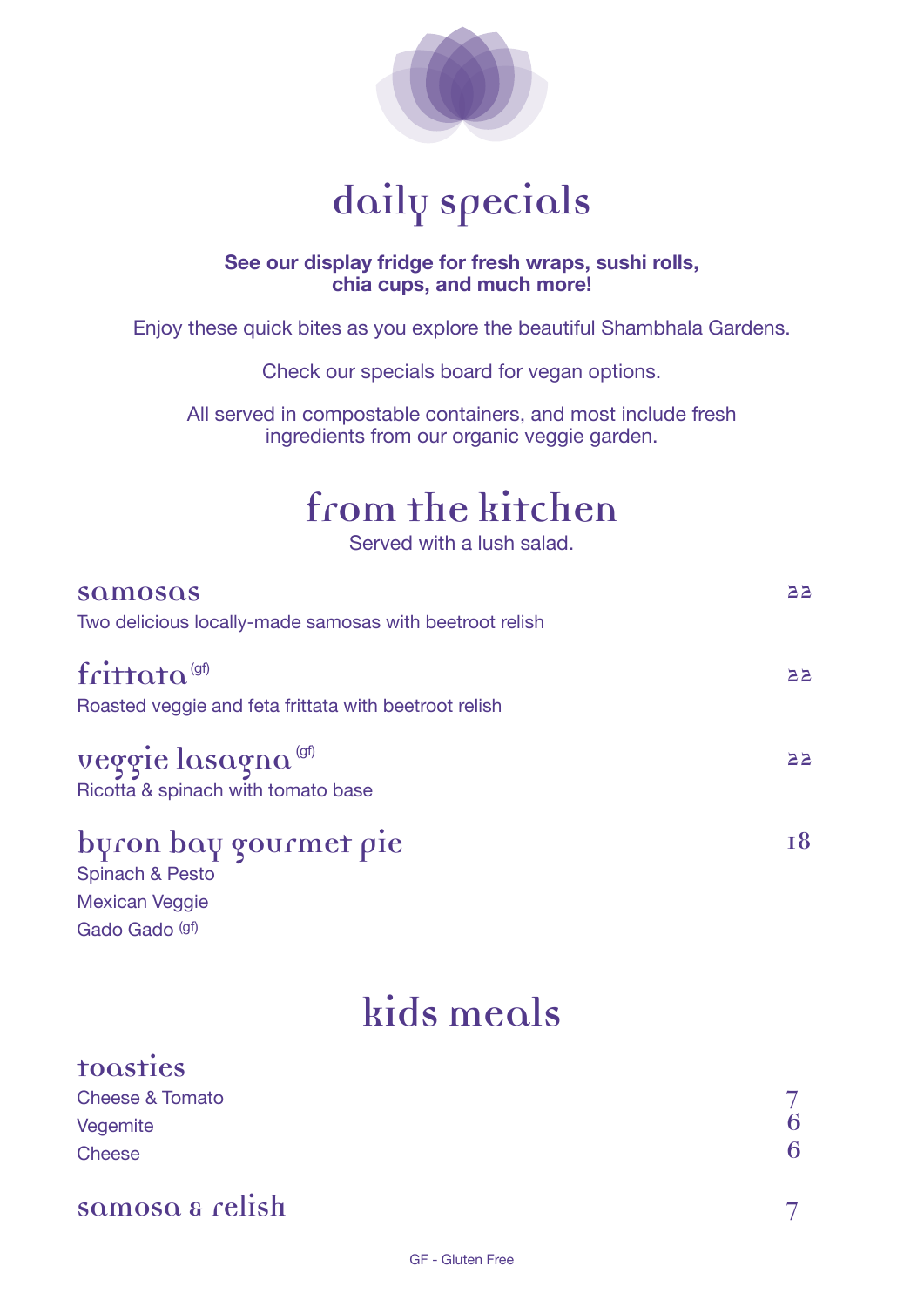# daily specials

**See our display fridge for fresh wraps, sushi rolls, chia cups, and much more!**

Enjoy these quick bites as you explore the beautiful Shambhala Gardens.

Check our specials board for vegan options.

All served in compostable containers, and most include fresh ingredients from our organic veggie garden.

## from the kitchen

Served with a lush salad.

### samosas — 22

Two delicious locally-made samosas with beetroot relish

### frittata (gf) — 22

Roasted veggie and feta frittata with beetroot relish

### veggie lasagna (gf) — 22

Ricotta & spinach with tomato base

### byron bay gourmet pie — 18

Spinach & Pesto

Mexican Veggie

Gado Gado (gf)

## kids meals

### toasties

| Item | Price |
|---|---|
| Cheese & Tomato | 7 |
| Vegemite | 6 |
| Cheese | 6 |

### samosa & relish — 7

GF - Gluten Free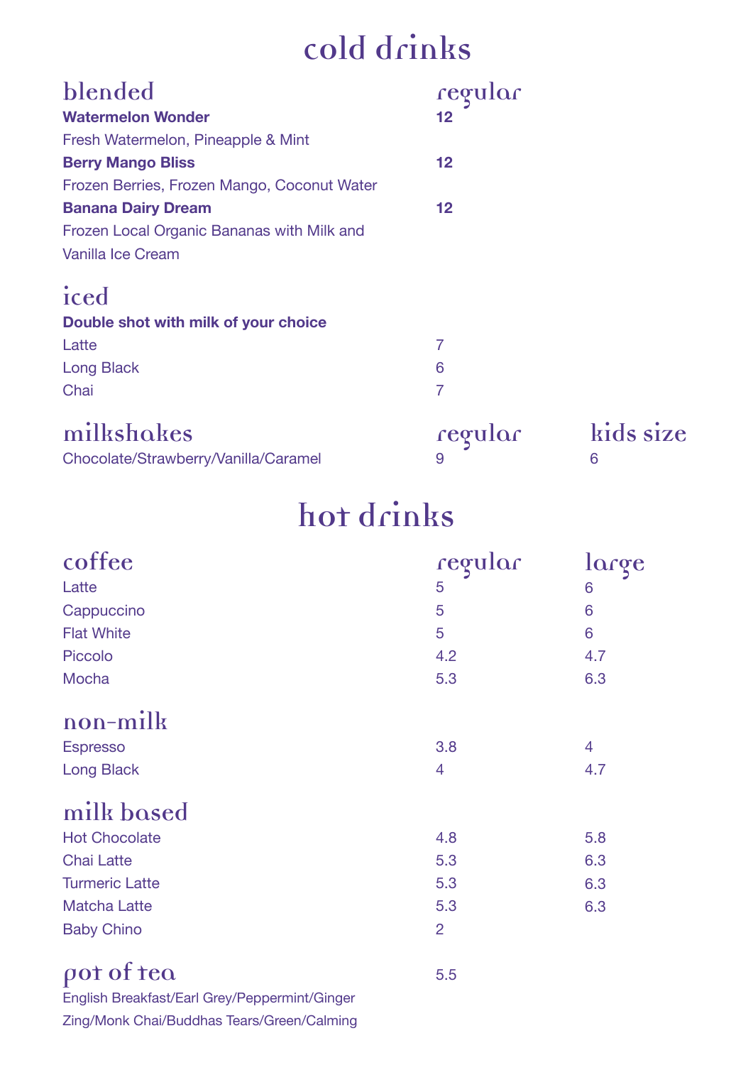# cold drinks

## blended

| blended | regular |
|---|---|
| **Watermelon Wonder** | **12** |
| Fresh Watermelon, Pineapple & Mint | |
| **Berry Mango Bliss** | **12** |
| Frozen Berries, Frozen Mango, Coconut Water | |
| **Banana Dairy Dream** | **12** |
| Frozen Local Organic Bananas with Milk and Vanilla Ice Cream | |

## iced

**Double shot with milk of your choice**

| | |
|---|---|
| Latte | 7 |
| Long Black | 6 |
| Chai | 7 |

## milkshakes

| milkshakes | regular | kids size |
|---|---|---|
| Chocolate/Strawberry/Vanilla/Caramel | 9 | 6 |

# hot drinks

## coffee

| coffee | regular | large |
|---|---|---|
| Latte | 5 | 6 |
| Cappuccino | 5 | 6 |
| Flat White | 5 | 6 |
| Piccolo | 4.2 | 4.7 |
| Mocha | 5.3 | 6.3 |

## non-milk

| | | |
|---|---|---|
| Espresso | 3.8 | 4 |
| Long Black | 4 | 4.7 |

## milk based

| | | |
|---|---|---|
| Hot Chocolate | 4.8 | 5.8 |
| Chai Latte | 5.3 | 6.3 |
| Turmeric Latte | 5.3 | 6.3 |
| Matcha Latte | 5.3 | 6.3 |
| Baby Chino | 2 | |

## pot of tea 5.5

English Breakfast/Earl Grey/Peppermint/Ginger Zing/Monk Chai/Buddhas Tears/Green/Calming